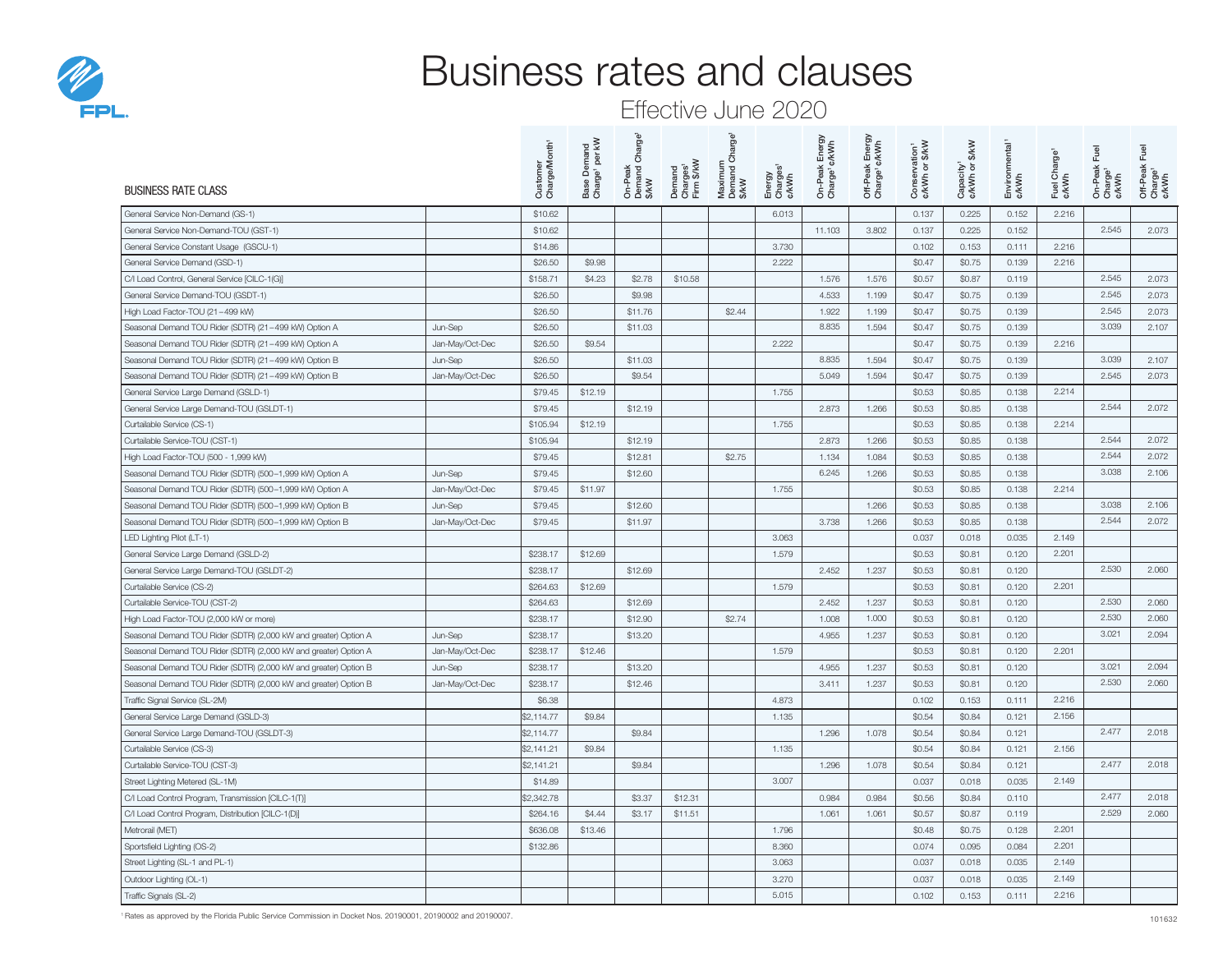# Business rates and clauses

## Effective June 2020

| BUSINESS RATE CLASS | | Customer Charge/Month[1] | Base Demand Charge[1] per kW | On-Peak Demand Charge[1] $/kW | Demand Charges[1] Firm $/kW | Maximum Demand Charge[1] $/kW | Energy Charges[1] ¢/kWh | On-Peak Energy Charge[1] ¢/kWh | Off-Peak Energy Charge[1] ¢/kWh | Conservation[1] ¢/kWh or $/kW | Capacity[1] ¢/kWh or $/kW | Environmental[1] ¢/kWh | Fuel Charge[1] ¢/kWh | On-Peak Fuel Charge[1] ¢/kWh | Off-Peak Fuel Charge[1] ¢/kWh |
|---|---|---|---|---|---|---|---|---|---|---|---|---|---|---|---|
| General Service Non-Demand (GS-1) | | $10.62 | | | | | 6.013 | | | 0.137 | 0.225 | 0.152 | 2.216 | | |
| General Service Non-Demand-TOU (GST-1) | | $10.62 | | | | | | 11.103 | 3.802 | 0.137 | 0.225 | 0.152 | | 2.545 | 2.073 |
| General Service Constant Usage (GSCU-1) | | $14.86 | | | | | 3.730 | | | 0.102 | 0.153 | 0.111 | 2.216 | | |
| General Service Demand (GSD-1) | | $26.50 | $9.98 | | | | 2.222 | | | $0.47 | $0.75 | 0.139 | 2.216 | | |
| C/I Load Control, General Service [CILC-1(G)] | | $158.71 | $4.23 | $2.78 | $10.58 | | | 1.576 | 1.576 | $0.57 | $0.87 | 0.119 | | 2.545 | 2.073 |
| General Service Demand-TOU (GSDT-1) | | $26.50 | | $9.98 | | | | 4.533 | 1.199 | $0.47 | $0.75 | 0.139 | | 2.545 | 2.073 |
| High Load Factor-TOU (21–499 kW) | | $26.50 | | $11.76 | | $2.44 | | 1.922 | 1.199 | $0.47 | $0.75 | 0.139 | | 2.545 | 2.073 |
| Seasonal Demand TOU Rider (SDTR) (21–499 kW) Option A | Jun-Sep | $26.50 | | $11.03 | | | | 8.835 | 1.594 | $0.47 | $0.75 | 0.139 | | 3.039 | 2.107 |
| Seasonal Demand TOU Rider (SDTR) (21–499 kW) Option A | Jan-May/Oct-Dec | $26.50 | $9.54 | | | | 2.222 | | | $0.47 | $0.75 | 0.139 | 2.216 | | |
| Seasonal Demand TOU Rider (SDTR) (21–499 kW) Option B | Jun-Sep | $26.50 | | $11.03 | | | | 8.835 | 1.594 | $0.47 | $0.75 | 0.139 | | 3.039 | 2.107 |
| Seasonal Demand TOU Rider (SDTR) (21–499 kW) Option B | Jan-May/Oct-Dec | $26.50 | | $9.54 | | | | 5.049 | 1.594 | $0.47 | $0.75 | 0.139 | | 2.545 | 2.073 |
| General Service Large Demand (GSLD-1) | | $79.45 | $12.19 | | | | 1.755 | | | $0.53 | $0.85 | 0.138 | 2.214 | | |
| General Service Large Demand-TOU (GSLDT-1) | | $79.45 | | $12.19 | | | | 2.873 | 1.266 | $0.53 | $0.85 | 0.138 | | 2.544 | 2.072 |
| Curtailable Service (CS-1) | | $105.94 | $12.19 | | | | 1.755 | | | $0.53 | $0.85 | 0.138 | 2.214 | | |
| Curtailable Service-TOU (CST-1) | | $105.94 | | $12.19 | | | | 2.873 | 1.266 | $0.53 | $0.85 | 0.138 | | 2.544 | 2.072 |
| High Load Factor-TOU (500 - 1,999 kW) | | $79.45 | | $12.81 | | $2.75 | | 1.134 | 1.084 | $0.53 | $0.85 | 0.138 | | 2.544 | 2.072 |
| Seasonal Demand TOU Rider (SDTR) (500–1,999 kW) Option A | Jun-Sep | $79.45 | | $12.60 | | | | 6.245 | 1.266 | $0.53 | $0.85 | 0.138 | | 3.038 | 2.106 |
| Seasonal Demand TOU Rider (SDTR) (500–1,999 kW) Option A | Jan-May/Oct-Dec | $79.45 | $11.97 | | | | 1.755 | | | $0.53 | $0.85 | 0.138 | 2.214 | | |
| Seasonal Demand TOU Rider (SDTR) (500–1,999 kW) Option B | Jun-Sep | $79.45 | | $12.60 | | | | | 1.266 | $0.53 | $0.85 | 0.138 | | 3.038 | 2.106 |
| Seasonal Demand TOU Rider (SDTR) (500–1,999 kW) Option B | Jan-May/Oct-Dec | $79.45 | | $11.97 | | | | 3.738 | 1.266 | $0.53 | $0.85 | 0.138 | | 2.544 | 2.072 |
| LED Lighting Pilot (LT-1) | | | | | | | 3.063 | | | 0.037 | 0.018 | 0.035 | 2.149 | | |
| General Service Large Demand (GSLD-2) | | $238.17 | $12.69 | | | | 1.579 | | | $0.53 | $0.81 | 0.120 | 2.201 | | |
| General Service Large Demand-TOU (GSLDT-2) | | $238.17 | | $12.69 | | | | 2.452 | 1.237 | $0.53 | $0.81 | 0.120 | | 2.530 | 2.060 |
| Curtailable Service (CS-2) | | $264.63 | $12.69 | | | | 1.579 | | | $0.53 | $0.81 | 0.120 | 2.201 | | |
| Curtailable Service-TOU (CST-2) | | $264.63 | | $12.69 | | | | 2.452 | 1.237 | $0.53 | $0.81 | 0.120 | | 2.530 | 2.060 |
| High Load Factor-TOU (2,000 kW or more) | | $238.17 | | $12.90 | | $2.74 | | 1.008 | 1.000 | $0.53 | $0.81 | 0.120 | | 2.530 | 2.060 |
| Seasonal Demand TOU Rider (SDTR) (2,000 kW and greater) Option A | Jun-Sep | $238.17 | | $13.20 | | | | 4.955 | 1.237 | $0.53 | $0.81 | 0.120 | | 3.021 | 2.094 |
| Seasonal Demand TOU Rider (SDTR) (2,000 kW and greater) Option A | Jan-May/Oct-Dec | $238.17 | $12.46 | | | | 1.579 | | | $0.53 | $0.81 | 0.120 | 2.201 | | |
| Seasonal Demand TOU Rider (SDTR) (2,000 kW and greater) Option B | Jun-Sep | $238.17 | | $13.20 | | | | 4.955 | 1.237 | $0.53 | $0.81 | 0.120 | | 3.021 | 2.094 |
| Seasonal Demand TOU Rider (SDTR) (2,000 kW and greater) Option B | Jan-May/Oct-Dec | $238.17 | | $12.46 | | | | 3.411 | 1.237 | $0.53 | $0.81 | 0.120 | | 2.530 | 2.060 |
| Traffic Signal Service (SL-2M) | | $6.38 | | | | | 4.873 | | | 0.102 | 0.153 | 0.111 | 2.216 | | |
| General Service Large Demand (GSLD-3) | | $2,114.77 | $9.84 | | | | 1.135 | | | $0.54 | $0.84 | 0.121 | 2.156 | | |
| General Service Large Demand-TOU (GSLDT-3) | | $2,114.77 | | $9.84 | | | | 1.296 | 1.078 | $0.54 | $0.84 | 0.121 | | 2.477 | 2.018 |
| Curtailable Service (CS-3) | | $2,141.21 | $9.84 | | | | 1.135 | | | $0.54 | $0.84 | 0.121 | 2.156 | | |
| Curtailable Service-TOU (CST-3) | | $2,141.21 | | $9.84 | | | | 1.296 | 1.078 | $0.54 | $0.84 | 0.121 | | 2.477 | 2.018 |
| Street Lighting Metered (SL-1M) | | $14.89 | | | | | 3.007 | | | 0.037 | 0.018 | 0.035 | 2.149 | | |
| C/I Load Control Program, Transmission [CILC-1(T)] | | $2,342.78 | | $3.37 | $12.31 | | | 0.984 | 0.984 | $0.56 | $0.84 | 0.110 | | 2.477 | 2.018 |
| C/I Load Control Program, Distribution [CILC-1(D)] | | $264.16 | $4.44 | $3.17 | $11.51 | | | 1.061 | 1.061 | $0.57 | $0.87 | 0.119 | | 2.529 | 2.060 |
| Metrorail (MET) | | $636.08 | $13.46 | | | | 1.796 | | | $0.48 | $0.75 | 0.128 | 2.201 | | |
| Sportsfield Lighting (OS-2) | | $132.86 | | | | | 8.360 | | | 0.074 | 0.095 | 0.084 | 2.201 | | |
| Street Lighting (SL-1 and PL-1) | | | | | | | 3.063 | | | 0.037 | 0.018 | 0.035 | 2.149 | | |
| Outdoor Lighting (OL-1) | | | | | | | 3.270 | | | 0.037 | 0.018 | 0.035 | 2.149 | | |
| Traffic Signals (SL-2) | | | | | | | 5.015 | | | 0.102 | 0.153 | 0.111 | 2.216 | | |

[1] Rates as approved by the Florida Public Service Commission in Docket Nos. 20190001, 20190002 and 20190007.

101632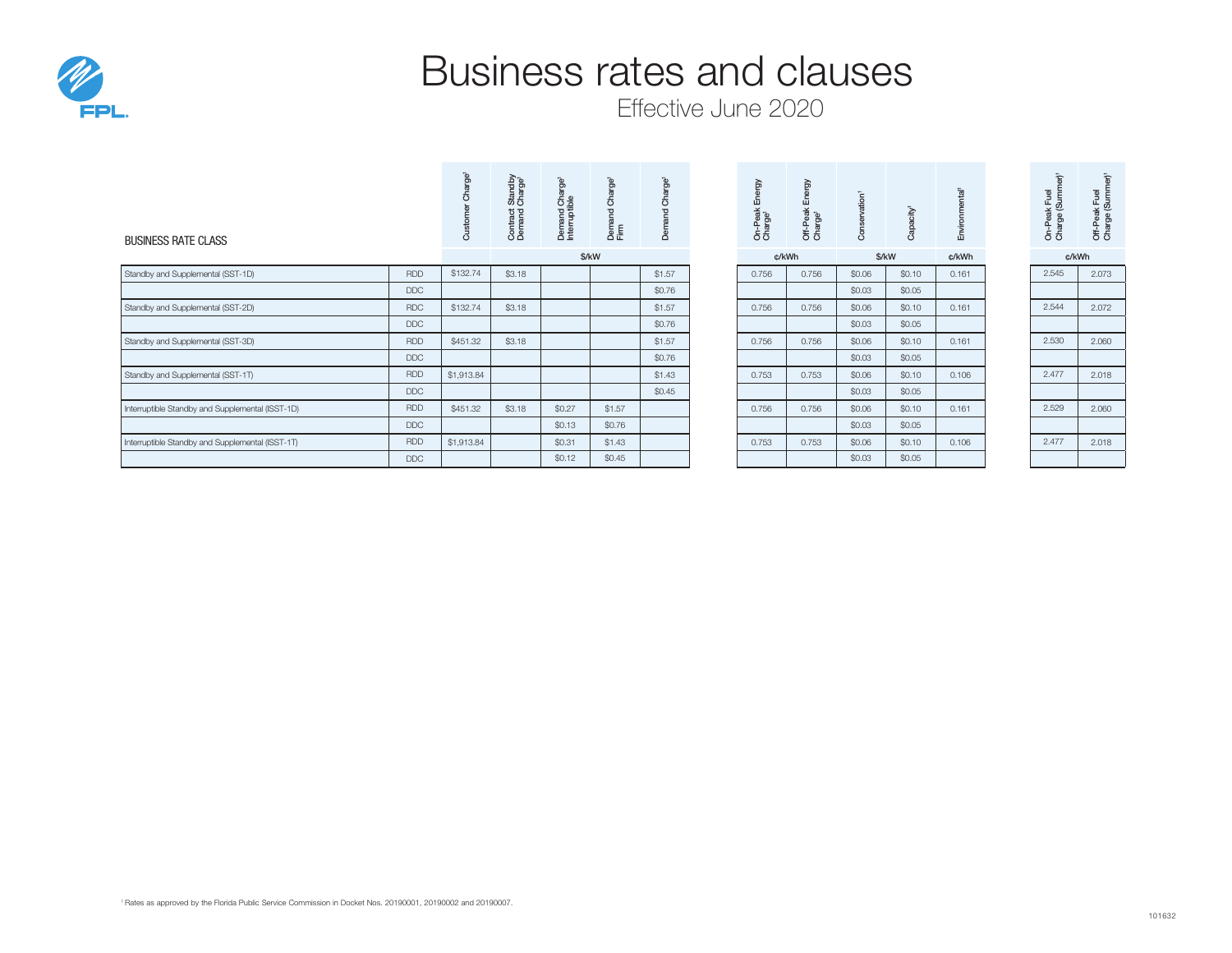# Business rates and clauses

## Effective June 2020

| BUSINESS RATE CLASS | | Customer Charge[1] | Contract Standby Demand Charge[1] | Demand Charge[1] Interruptible | Demand Charge[1] Firm | Demand Charge[1] | On-Peak Energy Charge[1] | Off-Peak Energy Charge[1] | Conservation[1] | Capacity[1] | Environmental[1] | On-Peak Fuel Charge (Summer)[1] | Off-Peak Fuel Charge (Summer)[1] |
|---|---|---|---|---|---|---|---|---|---|---|---|---|---|
| | | | $/kW | | | | ¢/kWh | | $/kW | | ¢/kWh | ¢/kWh | |
| Standby and Supplemental (SST-1D) | RDD | $132.74 | $3.18 | | | $1.57 | 0.756 | 0.756 | $0.06 | $0.10 | 0.161 | 2.545 | 2.073 |
| | DDC | | | | | $0.76 | | | $0.03 | $0.05 | | | |
| Standby and Supplemental (SST-2D) | RDC | $132.74 | $3.18 | | | $1.57 | 0.756 | 0.756 | $0.06 | $0.10 | 0.161 | 2.544 | 2.072 |
| | DDC | | | | | $0.76 | | | $0.03 | $0.05 | | | |
| Standby and Supplemental (SST-3D) | RDD | $451.32 | $3.18 | | | $1.57 | 0.756 | 0.756 | $0.06 | $0.10 | 0.161 | 2.530 | 2.060 |
| | DDC | | | | | $0.76 | | | $0.03 | $0.05 | | | |
| Standby and Supplemental (SST-1T) | RDD | $1,913.84 | | | | $1.43 | 0.753 | 0.753 | $0.06 | $0.10 | 0.106 | 2.477 | 2.018 |
| | DDC | | | | | $0.45 | | | $0.03 | $0.05 | | | |
| Interruptible Standby and Supplemental (ISST-1D) | RDD | $451.32 | $3.18 | $0.27 | $1.57 | | 0.756 | 0.756 | $0.06 | $0.10 | 0.161 | 2.529 | 2.060 |
| | DDC | | | $0.13 | $0.76 | | | | $0.03 | $0.05 | | | |
| Interruptible Standby and Supplemental (ISST-1T) | RDD | $1,913.84 | | $0.31 | $1.43 | | 0.753 | 0.753 | $0.06 | $0.10 | 0.106 | 2.477 | 2.018 |
| | DDC | | | $0.12 | $0.45 | | | | $0.03 | $0.05 | | | |

[1] Rates as approved by the Florida Public Service Commission in Docket Nos. 20190001, 20190002 and 20190007.

101632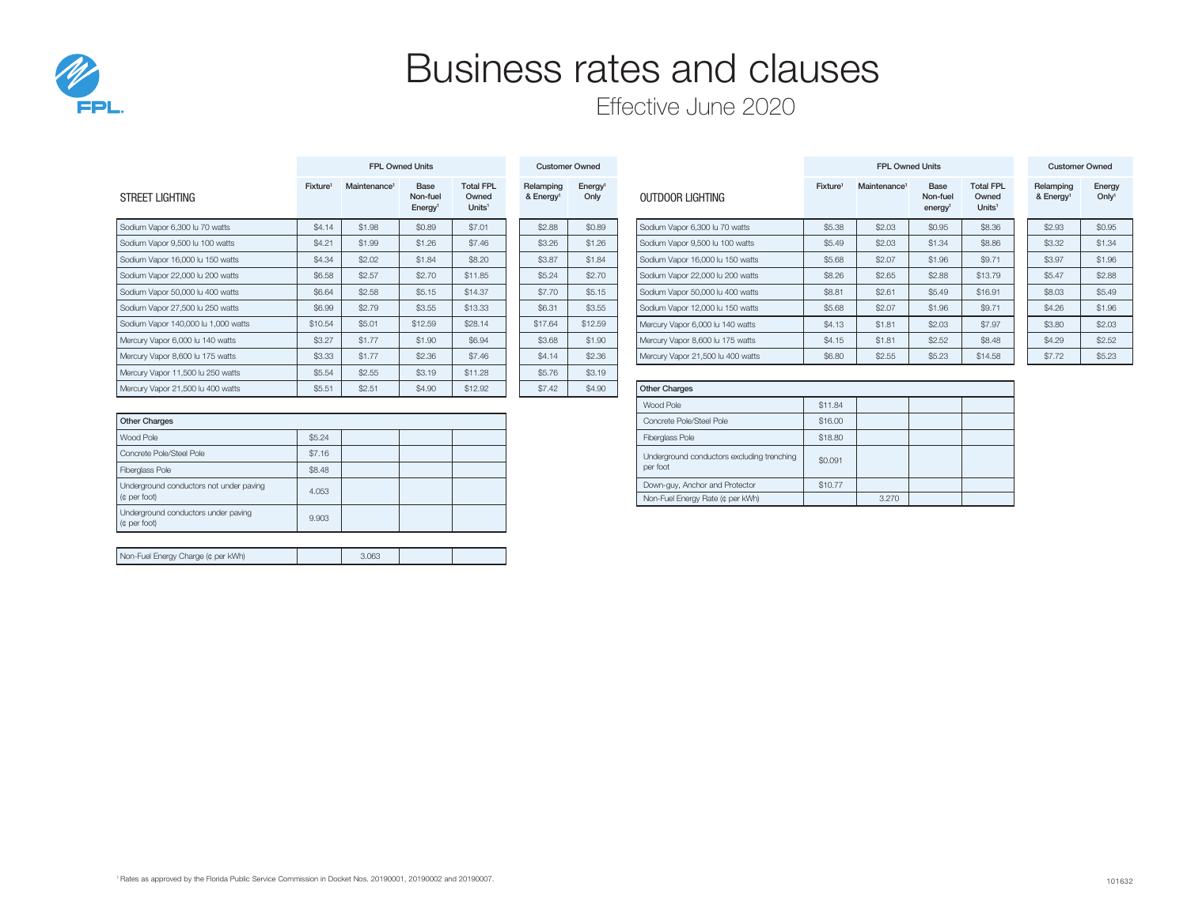# Business rates and clauses

Effective June 2020

| STREET LIGHTING | FPL Owned Units | | | | Customer Owned | |
|---|---|---|---|---|---|---|
| | Fixture[1] | Maintenance[1] | Base Non-fuel Energy[1] | Total FPL Owned Units[1] | Relamping & Energy[1] | Energy[1] Only |
| Sodium Vapor 6,300 lu 70 watts | $4.14 | $1.98 | $0.89 | $7.01 | $2.88 | $0.89 |
| Sodium Vapor 9,500 lu 100 watts | $4.21 | $1.99 | $1.26 | $7.46 | $3.26 | $1.26 |
| Sodium Vapor 16,000 lu 150 watts | $4.34 | $2.02 | $1.84 | $8.20 | $3.87 | $1.84 |
| Sodium Vapor 22,000 lu 200 watts | $6.58 | $2.57 | $2.70 | $11.85 | $5.24 | $2.70 |
| Sodium Vapor 50,000 lu 400 watts | $6.64 | $2.58 | $5.15 | $14.37 | $7.70 | $5.15 |
| Sodium Vapor 27,500 lu 250 watts | $6.99 | $2.79 | $3.55 | $13.33 | $6.31 | $3.55 |
| Sodium Vapor 140,000 lu 1,000 watts | $10.54 | $5.01 | $12.59 | $28.14 | $17.64 | $12.59 |
| Mercury Vapor 6,000 lu 140 watts | $3.27 | $1.77 | $1.90 | $6.94 | $3.68 | $1.90 |
| Mercury Vapor 8,600 lu 175 watts | $3.33 | $1.77 | $2.36 | $7.46 | $4.14 | $2.36 |
| Mercury Vapor 11,500 lu 250 watts | $5.54 | $2.55 | $3.19 | $11.28 | $5.76 | $3.19 |
| Mercury Vapor 21,500 lu 400 watts | $5.51 | $2.51 | $4.90 | $12.92 | $7.42 | $4.90 |

| Other Charges | | | | |
|---|---|---|---|---|
| Wood Pole | $5.24 | | | |
| Concrete Pole/Steel Pole | $7.16 | | | |
| Fiberglass Pole | $8.48 | | | |
| Underground conductors not under paving (¢ per foot) | 4.053 | | | |
| Underground conductors under paving (¢ per foot) | 9.903 | | | |

| | | | | |
|---|---|---|---|---|
| Non-Fuel Energy Charge (¢ per kWh) | | 3.063 | | |

| OUTDOOR LIGHTING | FPL Owned Units | | | | Customer Owned | |
|---|---|---|---|---|---|---|
| | Fixture[1] | Maintenance[1] | Base Non-fuel energy[1] | Total FPL Owned Units[1] | Relamping & Energy[1] | Energy Only[1] |
| Sodium Vapor 6,300 lu 70 watts | $5.38 | $2.03 | $0.95 | $8.36 | $2.93 | $0.95 |
| Sodium Vapor 9,500 lu 100 watts | $5.49 | $2.03 | $1.34 | $8.86 | $3.32 | $1.34 |
| Sodium Vapor 16,000 lu 150 watts | $5.68 | $2.07 | $1.96 | $9.71 | $3.97 | $1.96 |
| Sodium Vapor 22,000 lu 200 watts | $8.26 | $2.65 | $2.88 | $13.79 | $5.47 | $2.88 |
| Sodium Vapor 50,000 lu 400 watts | $8.81 | $2.61 | $5.49 | $16.91 | $8.03 | $5.49 |
| Sodium Vapor 12,000 lu 150 watts | $5.68 | $2.07 | $1.96 | $9.71 | $4.26 | $1.96 |
| Mercury Vapor 6,000 lu 140 watts | $4.13 | $1.81 | $2.03 | $7.97 | $3.80 | $2.03 |
| Mercury Vapor 8,600 lu 175 watts | $4.15 | $1.81 | $2.52 | $8.48 | $4.29 | $2.52 |
| Mercury Vapor 21,500 lu 400 watts | $6.80 | $2.55 | $5.23 | $14.58 | $7.72 | $5.23 |

| Other Charges | | | | |
|---|---|---|---|---|
| Wood Pole | $11.84 | | | |
| Concrete Pole/Steel Pole | $16.00 | | | |
| Fiberglass Pole | $18.80 | | | |
| Underground conductors excluding trenching per foot | $0.091 | | | |
| Down-guy, Anchor and Protector | $10.77 | | | |
| Non-Fuel Energy Rate (¢ per kWh) | | 3.270 | | |

[1] Rates as approved by the Florida Public Service Commission in Docket Nos. 20190001, 20190002 and 20190007.

101632